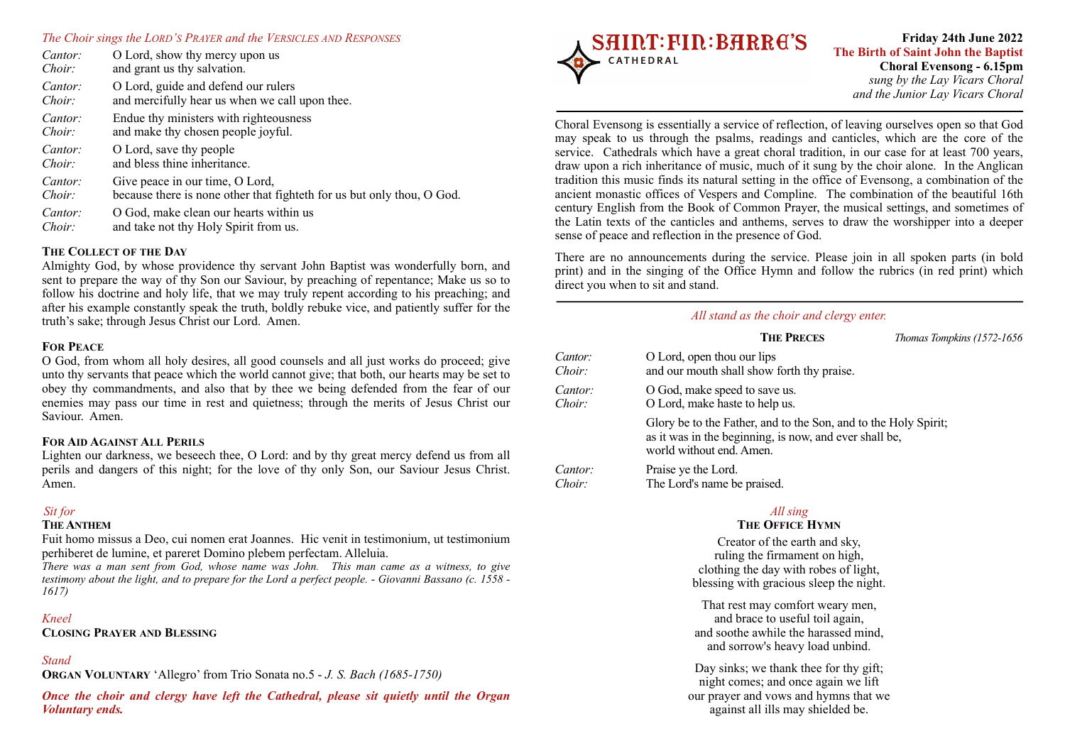# SAINT FIN BARRE'S CATHEDRAL

**Friday 24th June 2022**
**The Birth of Saint John the Baptist**
**Choral Evensong - 6.15pm**
*sung by the Lay Vicars Choral and the Junior Lay Vicars Choral*

Choral Evensong is essentially a service of reflection, of leaving ourselves open so that God may speak to us through the psalms, readings and canticles, which are the core of the service. Cathedrals which have a great choral tradition, in our case for at least 700 years, draw upon a rich inheritance of music, much of it sung by the choir alone. In the Anglican tradition this music finds its natural setting in the office of Evensong, a combination of the ancient monastic offices of Vespers and Compline. The combination of the beautiful 16th century English from the Book of Common Prayer, the musical settings, and sometimes of the Latin texts of the canticles and anthems, serves to draw the worshipper into a deeper sense of peace and reflection in the presence of God.

There are no announcements during the service. Please join in all spoken parts (in bold print) and in the singing of the Office Hymn and follow the rubrics (in red print) which direct you when to sit and stand.

*All stand as the choir and clergy enter.*

**THE PRECES** — *Thomas Tomkins (1572-1656*

*Cantor:* O Lord, open thou our lips
*Choir:* and our mouth shall show forth thy praise.

*Cantor:* O God, make speed to save us.
*Choir:* O Lord, make haste to help us.

Glory be to the Father, and to the Son, and to the Holy Spirit;
as it was in the beginning, is now, and ever shall be,
world without end. Amen.

*Cantor:* Praise ye the Lord.
*Choir:* The Lord's name be praised.

*All sing*

**THE OFFICE HYMN**

Creator of the earth and sky,
ruling the firmament on high,
clothing the day with robes of light,
blessing with gracious sleep the night.

That rest may comfort weary men,
and brace to useful toil again,
and soothe awhile the harassed mind,
and sorrow's heavy load unbind.

Day sinks; we thank thee for thy gift;
night comes; and once again we lift
our prayer and vows and hymns that we
against all ills may shielded be.

*The Choir sings the LORD'S PRAYER and the VERSICLES AND RESPONSES*

*Cantor:* O Lord, show thy mercy upon us
*Choir:* and grant us thy salvation.

*Cantor:* O Lord, guide and defend our rulers
*Choir:* and mercifully hear us when we call upon thee.

*Cantor:* Endue thy ministers with righteousness
*Choir:* and make thy chosen people joyful.

*Cantor:* O Lord, save thy people
*Choir:* and bless thine inheritance.

*Cantor:* Give peace in our time, O Lord,
*Choir:* because there is none other that fighteth for us but only thou, O God.

*Cantor:* O God, make clean our hearts within us
*Choir:* and take not thy Holy Spirit from us.

**THE COLLECT OF THE DAY**

Almighty God, by whose providence thy servant John Baptist was wonderfully born, and sent to prepare the way of thy Son our Saviour, by preaching of repentance; Make us so to follow his doctrine and holy life, that we may truly repent according to his preaching; and after his example constantly speak the truth, boldly rebuke vice, and patiently suffer for the truth's sake; through Jesus Christ our Lord. Amen.

**FOR PEACE**

O God, from whom all holy desires, all good counsels and all just works do proceed; give unto thy servants that peace which the world cannot give; that both, our hearts may be set to obey thy commandments, and also that by thee we being defended from the fear of our enemies may pass our time in rest and quietness; through the merits of Jesus Christ our Saviour. Amen.

**FOR AID AGAINST ALL PERILS**

Lighten our darkness, we beseech thee, O Lord: and by thy great mercy defend us from all perils and dangers of this night; for the love of thy only Son, our Saviour Jesus Christ. Amen.

*Sit for*

**THE ANTHEM**

Fuit homo missus a Deo, cui nomen erat Joannes. Hic venit in testimonium, ut testimonium perhiberet de lumine, et pareret Domino plebem perfectam. Alleluia.

*There was a man sent from God, whose name was John. This man came as a witness, to give testimony about the light, and to prepare for the Lord a perfect people. - Giovanni Bassano (c. 1558 - 1617)*

*Kneel*

**CLOSING PRAYER AND BLESSING**

*Stand*

**ORGAN VOLUNTARY** 'Allegro' from Trio Sonata no.5 - *J. S. Bach (1685-1750)*

***Once the choir and clergy have left the Cathedral, please sit quietly until the Organ Voluntary ends.***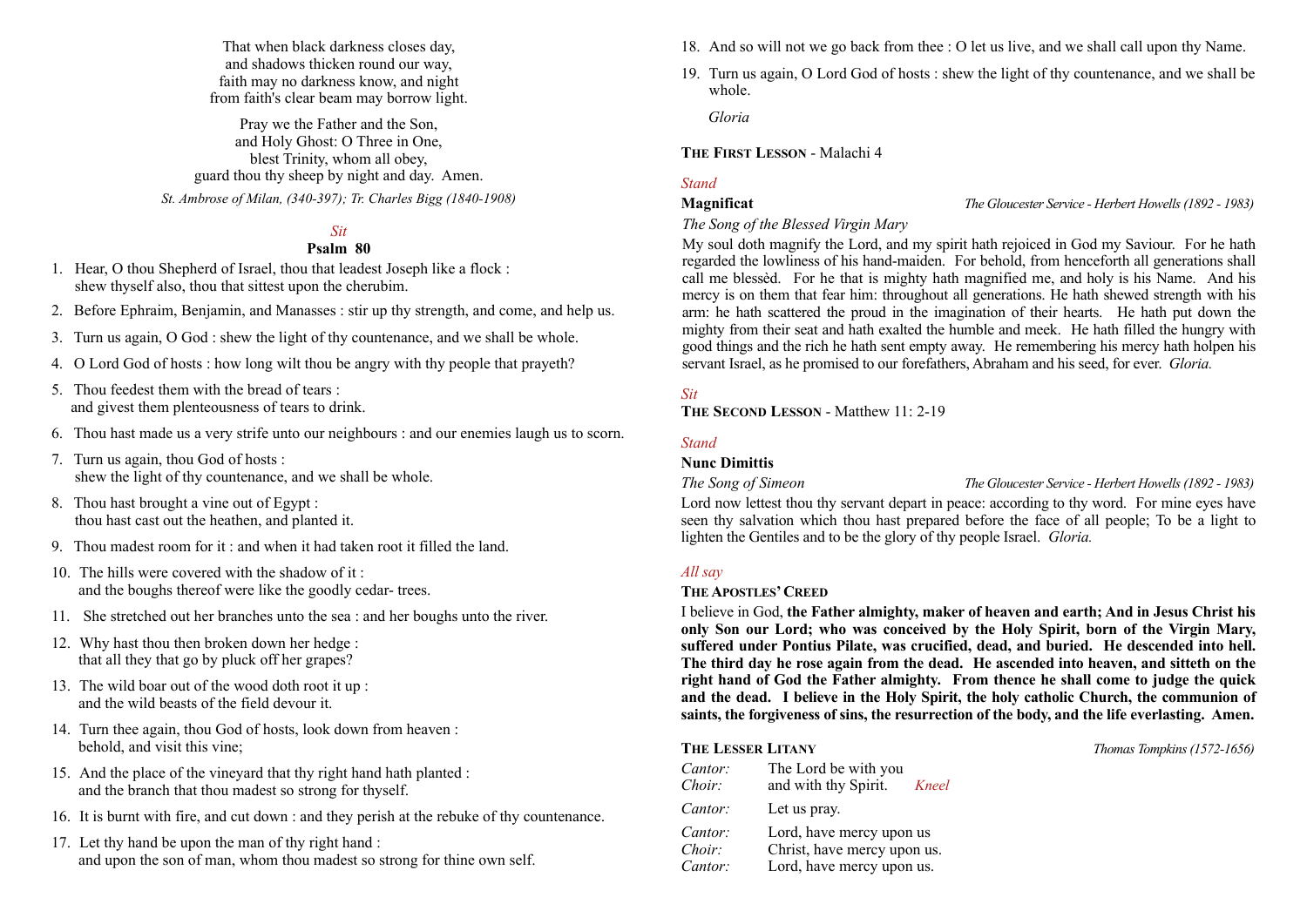That when black darkness closes day,
and shadows thicken round our way,
faith may no darkness know, and night
from faith's clear beam may borrow light.

Pray we the Father and the Son,
and Holy Ghost: O Three in One,
blest Trinity, whom all obey,
guard thou thy sheep by night and day. Amen.

*St. Ambrose of Milan, (340-397); Tr. Charles Bigg (1840-1908)*

*Sit*

**Psalm 80**

1. Hear, O thou Shepherd of Israel, thou that leadest Joseph like a flock : shew thyself also, thou that sittest upon the cherubim.
2. Before Ephraim, Benjamin, and Manasses : stir up thy strength, and come, and help us.
3. Turn us again, O God : shew the light of thy countenance, and we shall be whole.
4. O Lord God of hosts : how long wilt thou be angry with thy people that prayeth?
5. Thou feedest them with the bread of tears : and givest them plenteousness of tears to drink.
6. Thou hast made us a very strife unto our neighbours : and our enemies laugh us to scorn.
7. Turn us again, thou God of hosts : shew the light of thy countenance, and we shall be whole.
8. Thou hast brought a vine out of Egypt : thou hast cast out the heathen, and planted it.
9. Thou madest room for it : and when it had taken root it filled the land.
10. The hills were covered with the shadow of it : and the boughs thereof were like the goodly cedar- trees.
11. She stretched out her branches unto the sea : and her boughs unto the river.
12. Why hast thou then broken down her hedge : that all they that go by pluck off her grapes?
13. The wild boar out of the wood doth root it up : and the wild beasts of the field devour it.
14. Turn thee again, thou God of hosts, look down from heaven : behold, and visit this vine;
15. And the place of the vineyard that thy right hand hath planted : and the branch that thou madest so strong for thyself.
16. It is burnt with fire, and cut down : and they perish at the rebuke of thy countenance.
17. Let thy hand be upon the man of thy right hand : and upon the son of man, whom thou madest so strong for thine own self.
18. And so will not we go back from thee : O let us live, and we shall call upon thy Name.
19. Turn us again, O Lord God of hosts : shew the light of thy countenance, and we shall be whole.

*Gloria*

**THE FIRST LESSON** - Malachi 4

*Stand*

**Magnificat** — *The Gloucester Service - Herbert Howells (1892 - 1983)*

*The Song of the Blessed Virgin Mary*

My soul doth magnify the Lord, and my spirit hath rejoiced in God my Saviour. For he hath regarded the lowliness of his hand-maiden. For behold, from henceforth all generations shall call me blessèd. For he that is mighty hath magnified me, and holy is his Name. And his mercy is on them that fear him: throughout all generations. He hath shewed strength with his arm: he hath scattered the proud in the imagination of their hearts. He hath put down the mighty from their seat and hath exalted the humble and meek. He hath filled the hungry with good things and the rich he hath sent empty away. He remembering his mercy hath holpen his servant Israel, as he promised to our forefathers, Abraham and his seed, for ever. *Gloria.*

*Sit*

**THE SECOND LESSON** - Matthew 11: 2-19

*Stand*

**Nunc Dimittis**

*The Song of Simeon* — *The Gloucester Service - Herbert Howells (1892 - 1983)*

Lord now lettest thou thy servant depart in peace: according to thy word. For mine eyes have seen thy salvation which thou hast prepared before the face of all people; To be a light to lighten the Gentiles and to be the glory of thy people Israel. *Gloria.*

*All say*

**THE APOSTLES' CREED**

I believe in God, **the Father almighty, maker of heaven and earth; And in Jesus Christ his only Son our Lord; who was conceived by the Holy Spirit, born of the Virgin Mary, suffered under Pontius Pilate, was crucified, dead, and buried. He descended into hell. The third day he rose again from the dead. He ascended into heaven, and sitteth on the right hand of God the Father almighty. From thence he shall come to judge the quick and the dead. I believe in the Holy Spirit, the holy catholic Church, the communion of saints, the forgiveness of sins, the resurrection of the body, and the life everlasting. Amen.**

**THE LESSER LITANY** — *Thomas Tompkins (1572-1656)*

*Cantor:* The Lord be with you
*Choir:* and with thy Spirit. *Kneel*

*Cantor:* Let us pray.

*Cantor:* Lord, have mercy upon us
*Choir:* Christ, have mercy upon us.
*Cantor:* Lord, have mercy upon us.